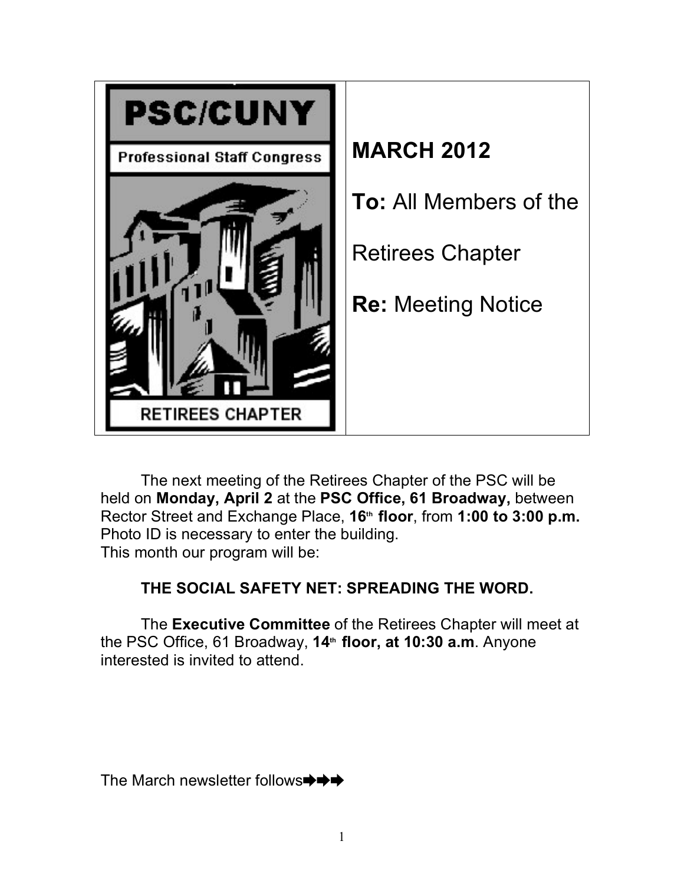PSC/CUNY

Professional Staff Congress

RETIREES CHAPTER

**MARCH 2012**

**To:** All Members of the Retirees Chapter

**Re:** Meeting Notice

The next meeting of the Retirees Chapter of the PSC will be held on **Monday, April 2** at the **PSC Office, 61 Broadway,** between Rector Street and Exchange Place, **16th floor**, from **1:00 to 3:00 p.m.** Photo ID is necessary to enter the building.
This month our program will be:

**THE SOCIAL SAFETY NET: SPREADING THE WORD.**

The **Executive Committee** of the Retirees Chapter will meet at the PSC Office, 61 Broadway, **14th floor, at 10:30 a.m**. Anyone interested is invited to attend.

The March newsletter follows➡➡➡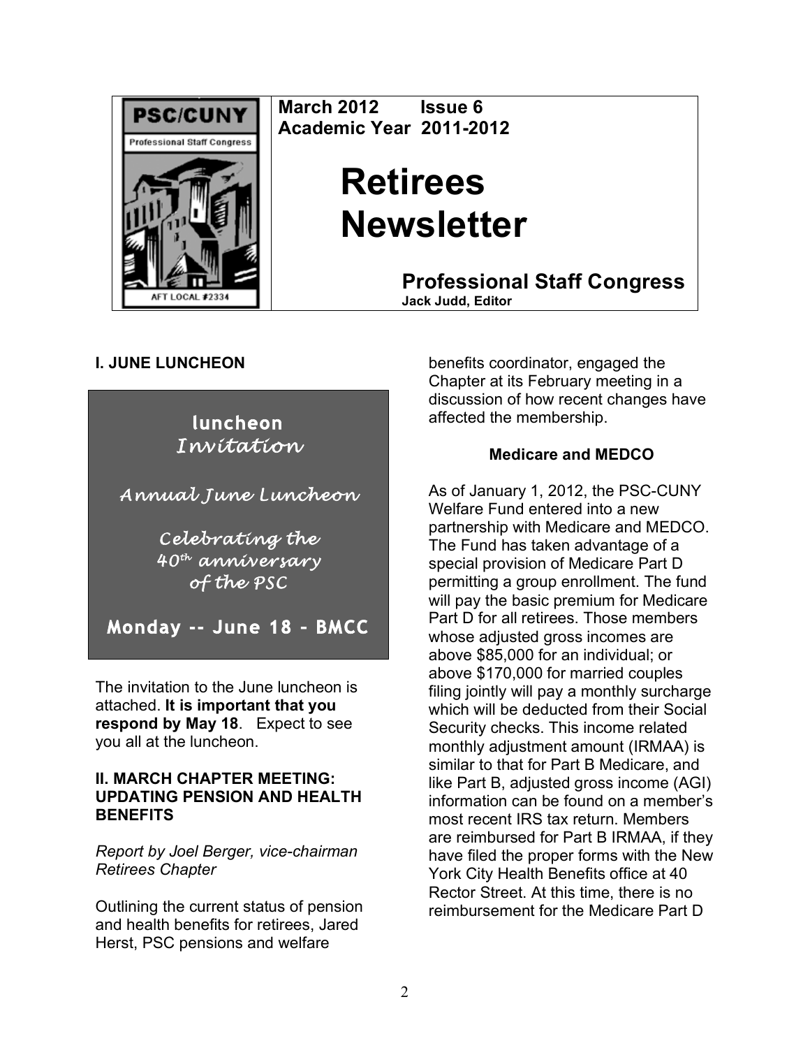**March 2012 Issue 6**
**Academic Year 2011-2012**

# Retirees Newsletter

**Professional Staff Congress**
**Jack Judd, Editor**

PSC/CUNY
Professional Staff Congress
AFT LOCAL #2334

## I. JUNE LUNCHEON

> luncheon
> *Invitation*
>
> *Annual June Luncheon*
>
> *Celebrating the 40th anniversary of the PSC*
>
> **Monday -- June 18 - BMCC**

The invitation to the June luncheon is attached. **It is important that you respond by May 18**. Expect to see you all at the luncheon.

## II. MARCH CHAPTER MEETING: UPDATING PENSION AND HEALTH BENEFITS

*Report by Joel Berger, vice-chairman Retirees Chapter*

Outlining the current status of pension and health benefits for retirees, Jared Herst, PSC pensions and welfare benefits coordinator, engaged the Chapter at its February meeting in a discussion of how recent changes have affected the membership.

### Medicare and MEDCO

As of January 1, 2012, the PSC-CUNY Welfare Fund entered into a new partnership with Medicare and MEDCO. The Fund has taken advantage of a special provision of Medicare Part D permitting a group enrollment. The fund will pay the basic premium for Medicare Part D for all retirees. Those members whose adjusted gross incomes are above $85,000 for an individual; or above $170,000 for married couples filing jointly will pay a monthly surcharge which will be deducted from their Social Security checks. This income related monthly adjustment amount (IRMAA) is similar to that for Part B Medicare, and like Part B, adjusted gross income (AGI) information can be found on a member's most recent IRS tax return. Members are reimbursed for Part B IRMAA, if they have filed the proper forms with the New York City Health Benefits office at 40 Rector Street. At this time, there is no reimbursement for the Medicare Part D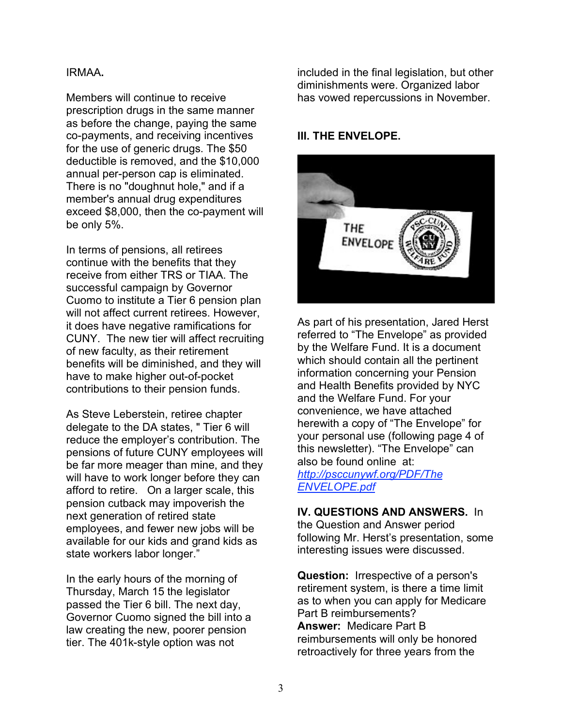IRMAA**.**

Members will continue to receive prescription drugs in the same manner as before the change, paying the same co-payments, and receiving incentives for the use of generic drugs. The $50 deductible is removed, and the $10,000 annual per-person cap is eliminated. There is no "doughnut hole," and if a member's annual drug expenditures exceed $8,000, then the co-payment will be only 5%.

In terms of pensions, all retirees continue with the benefits that they receive from either TRS or TIAA. The successful campaign by Governor Cuomo to institute a Tier 6 pension plan will not affect current retirees. However, it does have negative ramifications for CUNY. The new tier will affect recruiting of new faculty, as their retirement benefits will be diminished, and they will have to make higher out-of-pocket contributions to their pension funds.

As Steve Leberstein, retiree chapter delegate to the DA states, " Tier 6 will reduce the employer's contribution. The pensions of future CUNY employees will be far more meager than mine, and they will have to work longer before they can afford to retire. On a larger scale, this pension cutback may impoverish the next generation of retired state employees, and fewer new jobs will be available for our kids and grand kids as state workers labor longer."

In the early hours of the morning of Thursday, March 15 the legislator passed the Tier 6 bill. The next day, Governor Cuomo signed the bill into a law creating the new, poorer pension tier. The 401k-style option was not included in the final legislation, but other diminishments were. Organized labor has vowed repercussions in November.

**III. THE ENVELOPE.**

As part of his presentation, Jared Herst referred to "The Envelope" as provided by the Welfare Fund. It is a document which should contain all the pertinent information concerning your Pension and Health Benefits provided by NYC and the Welfare Fund. For your convenience, we have attached herewith a copy of "The Envelope" for your personal use (following page 4 of this newsletter). "The Envelope" can also be found online at: *http://psccunywf.org/PDF/The ENVELOPE.pdf*

**IV. QUESTIONS AND ANSWERS.** In the Question and Answer period following Mr. Herst's presentation, some interesting issues were discussed.

**Question:** Irrespective of a person's retirement system, is there a time limit as to when you can apply for Medicare Part B reimbursements?
**Answer:** Medicare Part B reimbursements will only be honored retroactively for three years from the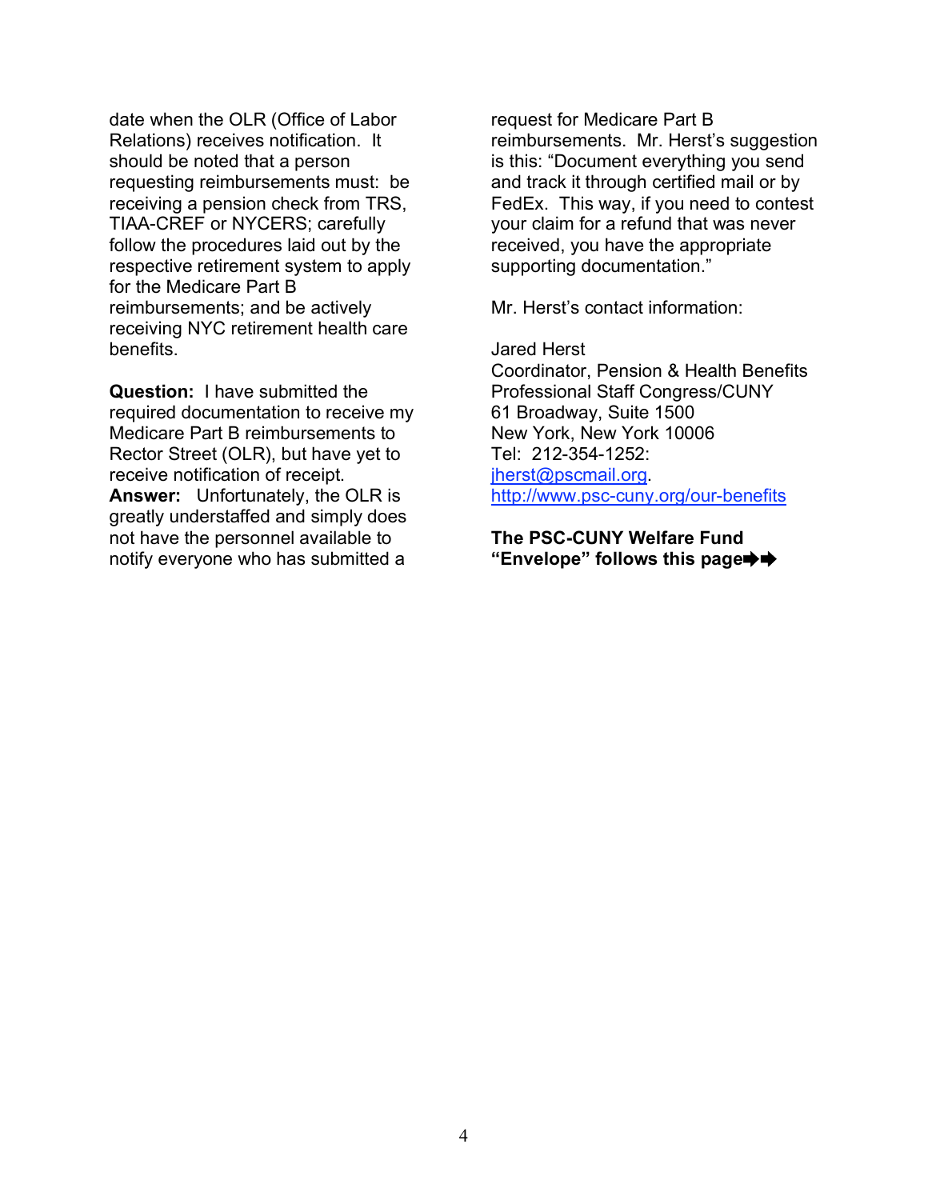date when the OLR (Office of Labor Relations) receives notification. It should be noted that a person requesting reimbursements must: be receiving a pension check from TRS, TIAA-CREF or NYCERS; carefully follow the procedures laid out by the respective retirement system to apply for the Medicare Part B reimbursements; and be actively receiving NYC retirement health care benefits.

**Question:** I have submitted the required documentation to receive my Medicare Part B reimbursements to Rector Street (OLR), but have yet to receive notification of receipt.
**Answer:** Unfortunately, the OLR is greatly understaffed and simply does not have the personnel available to notify everyone who has submitted a request for Medicare Part B reimbursements. Mr. Herst's suggestion is this: "Document everything you send and track it through certified mail or by FedEx. This way, if you need to contest your claim for a refund that was never received, you have the appropriate supporting documentation."

Mr. Herst's contact information:

Jared Herst
Coordinator, Pension & Health Benefits
Professional Staff Congress/CUNY
61 Broadway, Suite 1500
New York, New York 10006
Tel: 212-354-1252:
jherst@pscmail.org.
http://www.psc-cuny.org/our-benefits

**The PSC-CUNY Welfare Fund "Envelope" follows this page➡➡**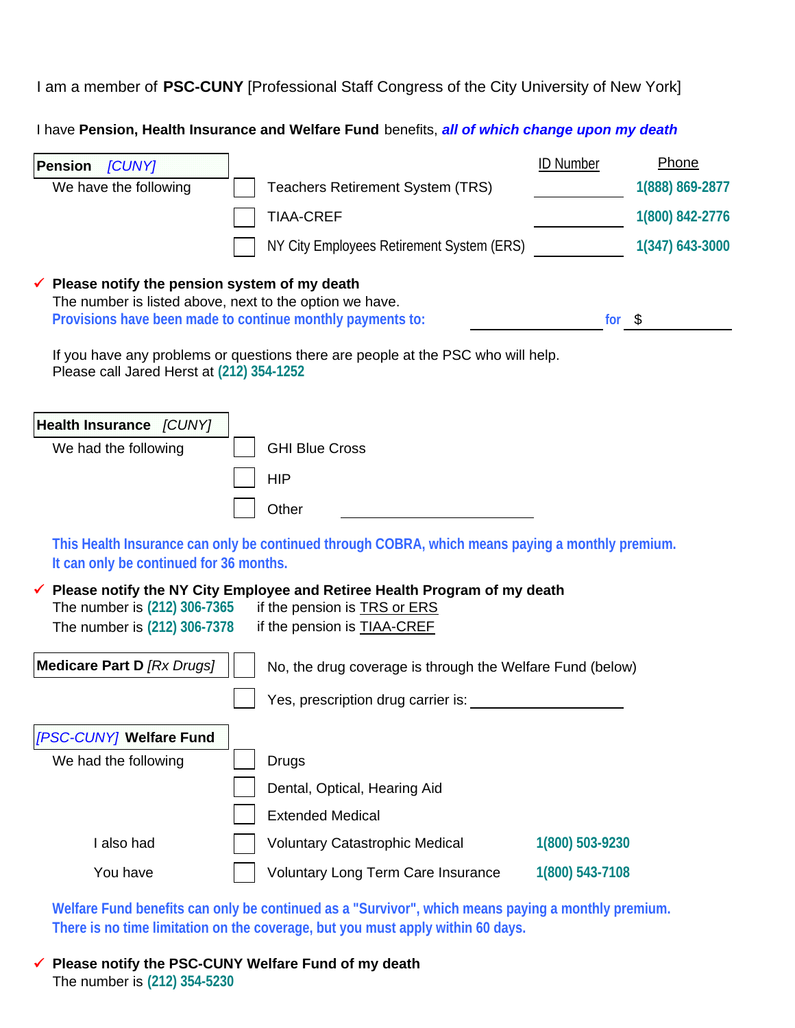I am a member of **PSC-CUNY** [Professional Staff Congress of the City University of New York]

I have **Pension, Health Insurance and Welfare Fund** benefits, ***all of which change upon my death***

| **Pension** *[CUNY]* | | | ID Number | Phone |
|---|---|---|---|---|
| We have the following | ☐ | Teachers Retirement System (TRS) | ________ | 1(888) 869-2877 |
| | ☐ | TIAA-CREF | ________ | 1(800) 842-2776 |
| | ☐ | NY City Employees Retirement System (ERS) | ________ | 1(347) 643-3000 |

✓ **Please notify the pension system of my death**
The number is listed above, next to the option we have.
**Provisions have been made to continue monthly payments to:** ____________ **for** $ ________

If you have any problems or questions there are people at the PSC who will help.
Please call Jared Herst at **(212) 354-1252**

| **Health Insurance** *[CUNY]* | | |
|---|---|---|
| We had the following | ☐ | GHI Blue Cross |
| | ☐ | HIP |
| | ☐ | Other ____________ |

**This Health Insurance can only be continued through COBRA, which means paying a monthly premium.**
**It can only be continued for 36 months.**

✓ **Please notify the NY City Employee and Retiree Health Program of my death**
The number is **(212) 306-7365** if the pension is TRS or ERS
The number is **(212) 306-7378** if the pension is TIAA-CREF

| **Medicare Part D** *[Rx Drugs]* | | |
|---|---|---|
| | ☐ | No, the drug coverage is through the Welfare Fund (below) |
| | ☐ | Yes, prescription drug carrier is: ____________ |

| *[PSC-CUNY]* **Welfare Fund** | | | |
|---|---|---|---|
| We had the following | ☐ | Drugs | |
| | ☐ | Dental, Optical, Hearing Aid | |
| | ☐ | Extended Medical | |
| I also had | ☐ | Voluntary Catastrophic Medical | 1(800) 503-9230 |
| You have | ☐ | Voluntary Long Term Care Insurance | 1(800) 543-7108 |

**Welfare Fund benefits can only be continued as a "Survivor", which means paying a monthly premium.**
**There is no time limitation on the coverage, but you must apply within 60 days.**

✓ **Please notify the PSC-CUNY Welfare Fund of my death**
The number is **(212) 354-5230**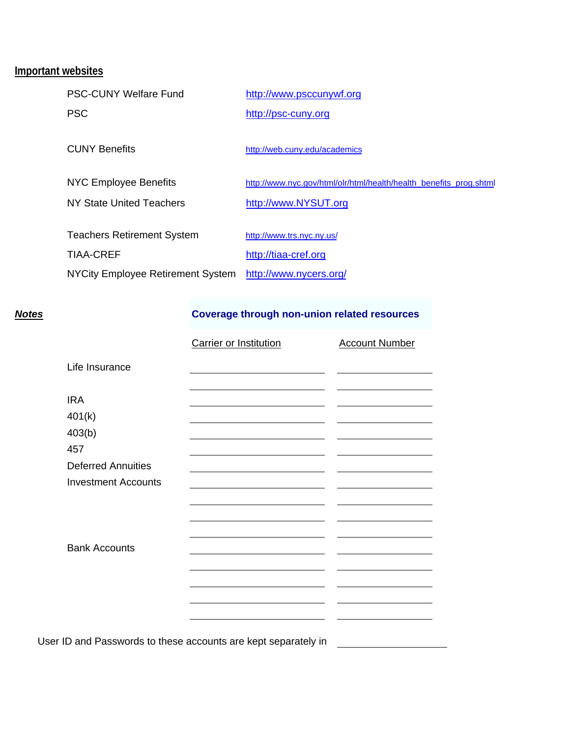## Important websites

| | |
|---|---|
| PSC-CUNY Welfare Fund | http://www.psccunywf.org |
| PSC | http://psc-cuny.org |
| CUNY Benefits | http://web.cuny.edu/academics |
| NYC Employee Benefits | http://www.nyc.gov/html/olr/html/health/health_benefits_prog.shtml |
| NY State United Teachers | http://www.NYSUT.org |
| Teachers Retirement System | http://www.trs.nyc.ny.us/ |
| TIAA-CREF | http://tiaa-cref.org |
| NYCity Employee Retirement System | http://www.nycers.org/ |

***Notes***

**Coverage through non-union related resources**

| | Carrier or Institution | Account Number |
|---|---|---|
| Life Insurance | ______________________ | ______________ |
| | ______________________ | ______________ |
| IRA | ______________________ | ______________ |
| 401(k) | ______________________ | ______________ |
| 403(b) | ______________________ | ______________ |
| 457 | ______________________ | ______________ |
| Deferred Annuities | ______________________ | ______________ |
| Investment Accounts | ______________________ | ______________ |
| | ______________________ | ______________ |
| | ______________________ | ______________ |
| | ______________________ | ______________ |
| Bank Accounts | ______________________ | ______________ |
| | ______________________ | ______________ |
| | ______________________ | ______________ |
| | ______________________ | ______________ |
| | ______________________ | ______________ |

User ID and Passwords to these accounts are kept separately in ________________